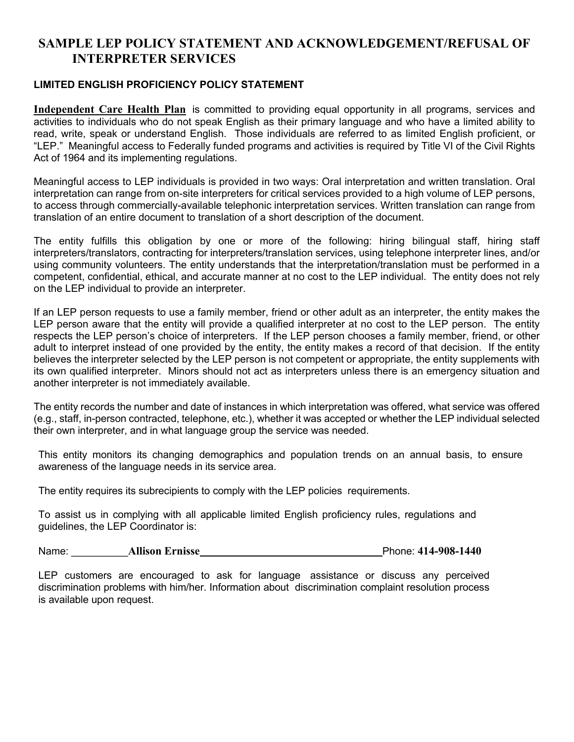# SAMPLE LEP POLICY STATEMENT AND ACKNOWLEDGEMENT/REFUSAL OF INTERPRETER SERVICES

## LIMITED ENGLISH PROFICIENCY POLICY STATEMENT

**Independent Care Health Plan** is committed to providing equal opportunity in all programs, services and activities to individuals who do not speak English as their primary language and who have a limited ability to read, write, speak or understand English. Those individuals are referred to as limited English proficient, or "LEP." Meaningful access to Federally funded programs and activities is required by Title VI of the Civil Rights Act of 1964 and its implementing regulations.

Meaningful access to LEP individuals is provided in two ways: Oral interpretation and written translation. Oral interpretation can range from on-site interpreters for critical services provided to a high volume of LEP persons, to access through commercially-available telephonic interpretation services. Written translation can range from translation of an entire document to translation of a short description of the document.

The entity fulfills this obligation by one or more of the following: hiring bilingual staff, hiring staff interpreters/translators, contracting for interpreters/translation services, using telephone interpreter lines, and/or using community volunteers. The entity understands that the interpretation/translation must be performed in a competent, confidential, ethical, and accurate manner at no cost to the LEP individual. The entity does not rely on the LEP individual to provide an interpreter.

If an LEP person requests to use a family member, friend or other adult as an interpreter, the entity makes the LEP person aware that the entity will provide a qualified interpreter at no cost to the LEP person. The entity respects the LEP person's choice of interpreters. If the LEP person chooses a family member, friend, or other adult to interpret instead of one provided by the entity, the entity makes a record of that decision. If the entity believes the interpreter selected by the LEP person is not competent or appropriate, the entity supplements with its own qualified interpreter. Minors should not act as interpreters unless there is an emergency situation and another interpreter is not immediately available.

The entity records the number and date of instances in which interpretation was offered, what service was offered (e.g., staff, in-person contracted, telephone, etc.), whether it was accepted or whether the LEP individual selected their own interpreter, and in what language group the service was needed.

This entity monitors its changing demographics and population trends on an annual basis, to ensure awareness of the language needs in its service area.

The entity requires its subrecipients to comply with the LEP policies requirements.

To assist us in complying with all applicable limited English proficiency rules, regulations and guidelines, the LEP Coordinator is:

Name: **Allison Ernisse** Phone: **414-908-1440**

LEP customers are encouraged to ask for language assistance or discuss any perceived discrimination problems with him/her. Information about discrimination complaint resolution process is available upon request.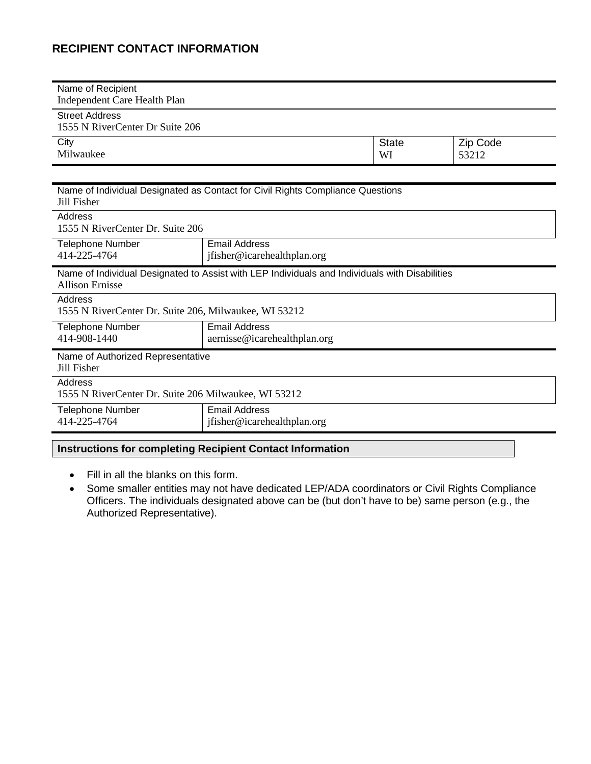## RECIPIENT CONTACT INFORMATION

| | | |
|---|---|---|
| Name of Recipient<br>Independent Care Health Plan | | |
| Street Address<br>1555 N RiverCenter Dr Suite 206 | | |
| City<br>Milwaukee | State<br>WI | Zip Code<br>53212 |

| | |
|---|---|
| Name of Individual Designated as Contact for Civil Rights Compliance Questions<br>Jill Fisher | |
| Address<br>1555 N RiverCenter Dr. Suite 206 | |
| Telephone Number<br>414-225-4764 | Email Address<br>jfisher@icarehealthplan.org |
| Name of Individual Designated to Assist with LEP Individuals and Individuals with Disabilities<br>Allison Ernisse | |
| Address<br>1555 N RiverCenter Dr. Suite 206, Milwaukee, WI 53212 | |
| Telephone Number<br>414-908-1440 | Email Address<br>aernisse@icarehealthplan.org |
| Name of Authorized Representative<br>Jill Fisher | |
| Address<br>1555 N RiverCenter Dr. Suite 206 Milwaukee, WI 53212 | |
| Telephone Number<br>414-225-4764 | Email Address<br>jfisher@icarehealthplan.org |

**Instructions for completing Recipient Contact Information**

- Fill in all the blanks on this form.
- Some smaller entities may not have dedicated LEP/ADA coordinators or Civil Rights Compliance Officers. The individuals designated above can be (but don't have to be) same person (e.g., the Authorized Representative).